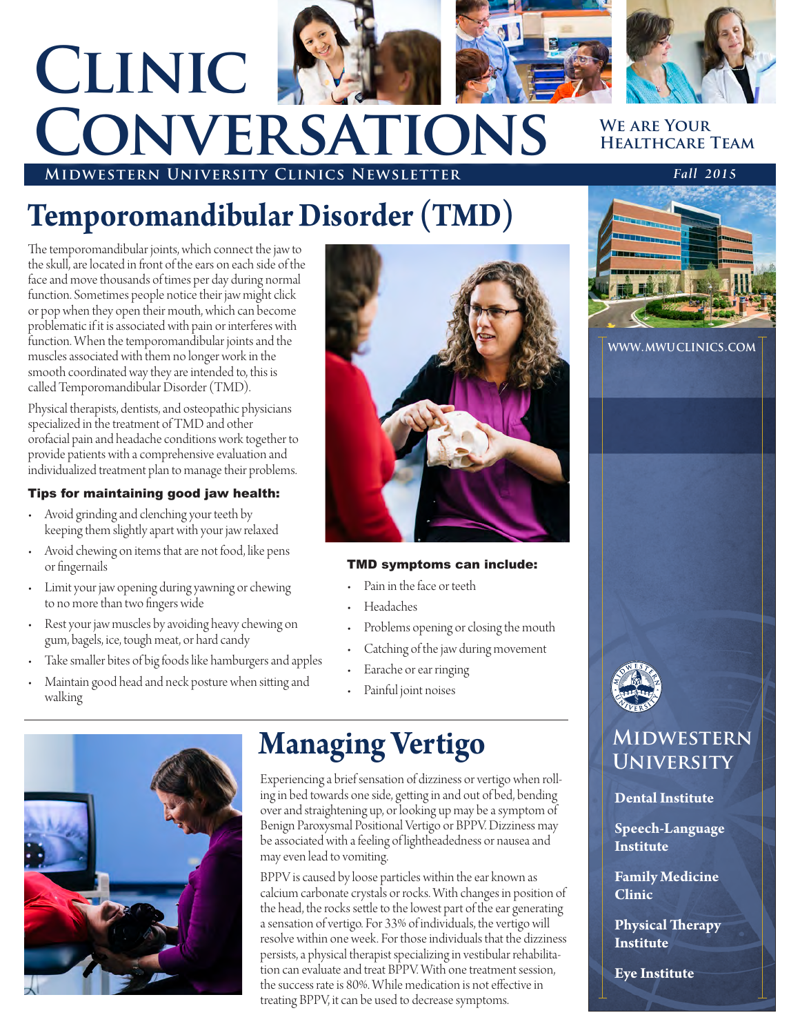# Clinic Conversations

**We are Your Healthcare Team**

**Midwestern University Clinics Newsletter**

*Fall 2015*

## Temporomandibular Disorder (TMD)

The temporomandibular joints, which connect the jaw to the skull, are located in front of the ears on each side of the face and move thousands of times per day during normal function. Sometimes people notice their jaw might click or pop when they open their mouth, which can become problematic if it is associated with pain or interferes with function. When the temporomandibular joints and the muscles associated with them no longer work in the smooth coordinated way they are intended to, this is called Temporomandibular Disorder (TMD).

Physical therapists, dentists, and osteopathic physicians specialized in the treatment of TMD and other orofacial pain and headache conditions work together to provide patients with a comprehensive evaluation and individualized treatment plan to manage their problems.

### Tips for maintaining good jaw health:

- Avoid grinding and clenching your teeth by keeping them slightly apart with your jaw relaxed
- Avoid chewing on items that are not food, like pens or fingernails
- Limit your jaw opening during yawning or chewing to no more than two fingers wide
- Rest your jaw muscles by avoiding heavy chewing on gum, bagels, ice, tough meat, or hard candy
- Take smaller bites of big foods like hamburgers and apples
- Maintain good head and neck posture when sitting and walking

### TMD symptoms can include:

- Pain in the face or teeth
- Headaches
- Problems opening or closing the mouth
- Catching of the jaw during movement
- Earache or ear ringing
- Painful joint noises

## Managing Vertigo

Experiencing a brief sensation of dizziness or vertigo when rolling in bed towards one side, getting in and out of bed, bending over and straightening up, or looking up may be a symptom of Benign Paroxysmal Positional Vertigo or BPPV. Dizziness may be associated with a feeling of lightheadedness or nausea and may even lead to vomiting.

BPPV is caused by loose particles within the ear known as calcium carbonate crystals or rocks. With changes in position of the head, the rocks settle to the lowest part of the ear generating a sensation of vertigo. For 33% of individuals, the vertigo will resolve within one week. For those individuals that the dizziness persists, a physical therapist specializing in vestibular rehabilitation can evaluate and treat BPPV. With one treatment session, the success rate is 80%. While medication is not effective in treating BPPV, it can be used to decrease symptoms.

WWW.MWUCLINICS.COM

**Midwestern University**

**Dental Institute**

**Speech-Language Institute**

**Family Medicine Clinic**

**Physical Therapy Institute**

**Eye Institute**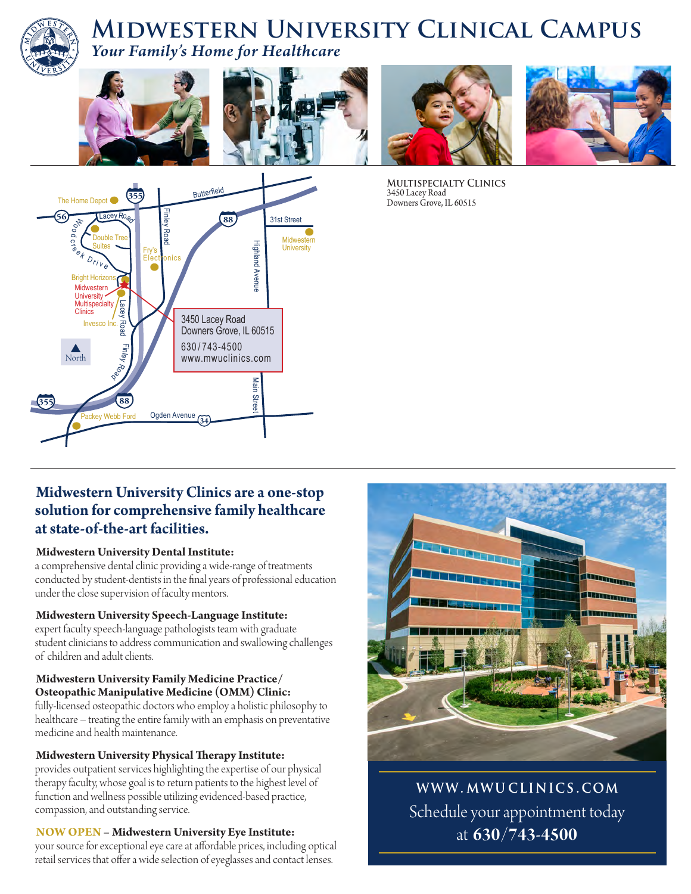# Midwestern University Clinical Campus

*Your Family's Home for Healthcare*

The Home Depot
Butterfield
355
56
Lacey Road
Woodcreek Drive
Double Tree Suites
Fry's Electronics
Finley Road
88
31st Street
Midwestern University
Highland Avenue
Bright Horizons
Midwestern University Multispecialty Clinics
Invesco Inc.
Lacey Road
North
Finley Road
355
88
Packey Webb Ford
Ogden Avenue
34
Main Street

3450 Lacey Road
Downers Grove, IL 60515
630/743-4500
www.mwuclinics.com

**Multispecialty Clinics**
3450 Lacey Road
Downers Grove, IL 60515

## Midwestern University Clinics are a one-stop solution for comprehensive family healthcare at state-of-the-art facilities.

**Midwestern University Dental Institute:**
a comprehensive dental clinic providing a wide-range of treatments conducted by student-dentists in the final years of professional education under the close supervision of faculty mentors.

**Midwestern University Speech-Language Institute:**
expert faculty speech-language pathologists team with graduate student clinicians to address communication and swallowing challenges of children and adult clients.

**Midwestern University Family Medicine Practice/ Osteopathic Manipulative Medicine (OMM) Clinic:**
fully-licensed osteopathic doctors who employ a holistic philosophy to healthcare – treating the entire family with an emphasis on preventative medicine and health maintenance.

**Midwestern University Physical Therapy Institute:**
provides outpatient services highlighting the expertise of our physical therapy faculty, whose goal is to return patients to the highest level of function and wellness possible utilizing evidenced-based practice, compassion, and outstanding service.

**NOW OPEN – Midwestern University Eye Institute:**
your source for exceptional eye care at affordable prices, including optical retail services that offer a wide selection of eyeglasses and contact lenses.

**WWW.MWUCLINICS.COM**
Schedule your appointment today at **630/743-4500**